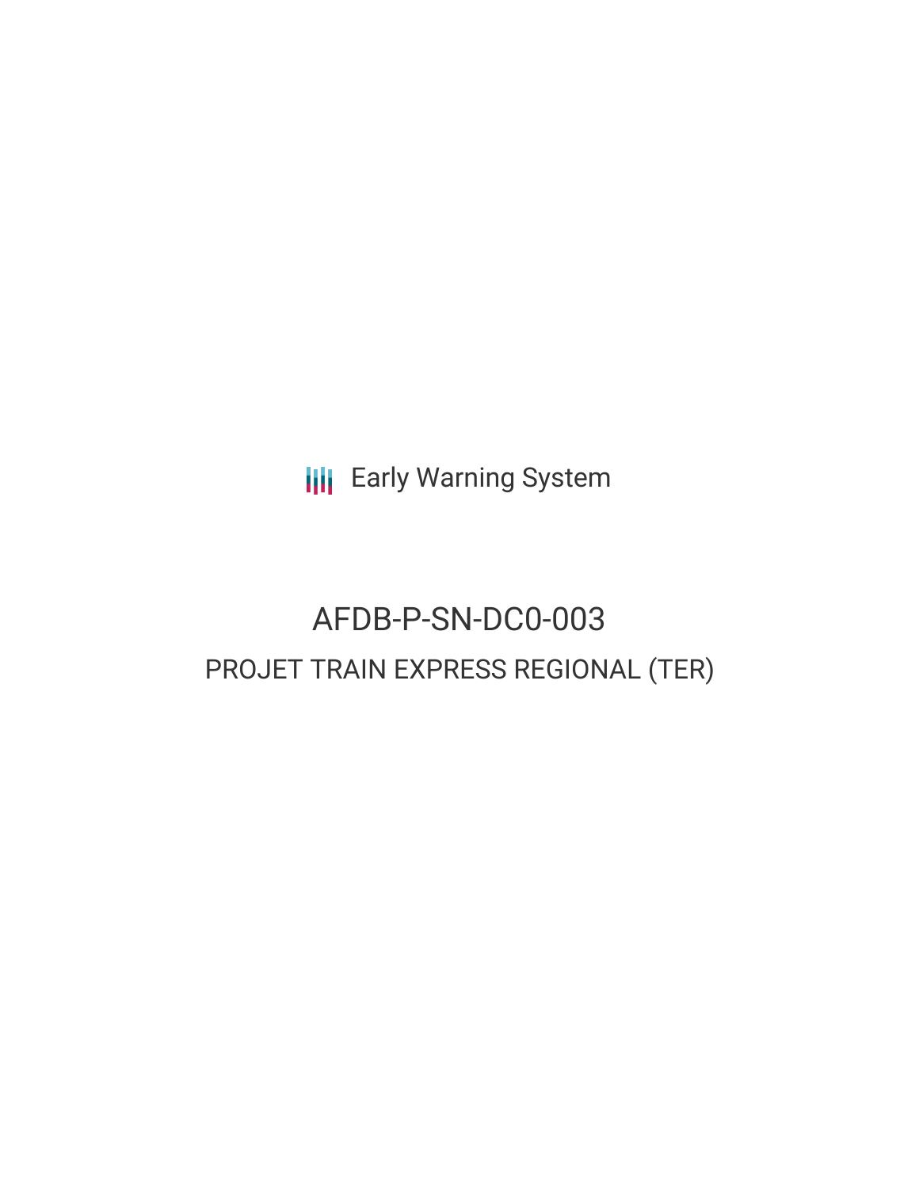Early Warning System

# AFDB-P-SN-DC0-003

## PROJET TRAIN EXPRESS REGIONAL (TER)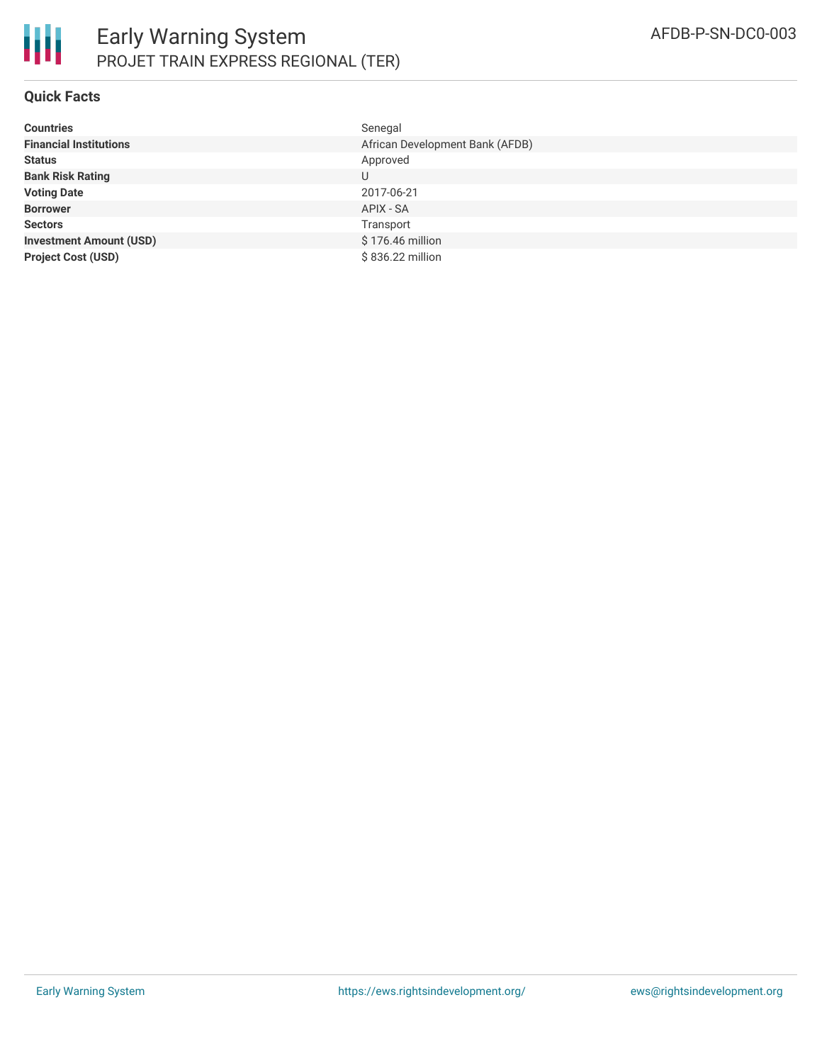# Early Warning System

## PROJET TRAIN EXPRESS REGIONAL (TER)

AFDB-P-SN-DC0-003

### Quick Facts

| | |
|---|---|
| **Countries** | Senegal |
| **Financial Institutions** | African Development Bank (AFDB) |
| **Status** | Approved |
| **Bank Risk Rating** | U |
| **Voting Date** | 2017-06-21 |
| **Borrower** | APIX - SA |
| **Sectors** | Transport |
| **Investment Amount (USD)** | $ 176.46 million |
| **Project Cost (USD)** | $ 836.22 million |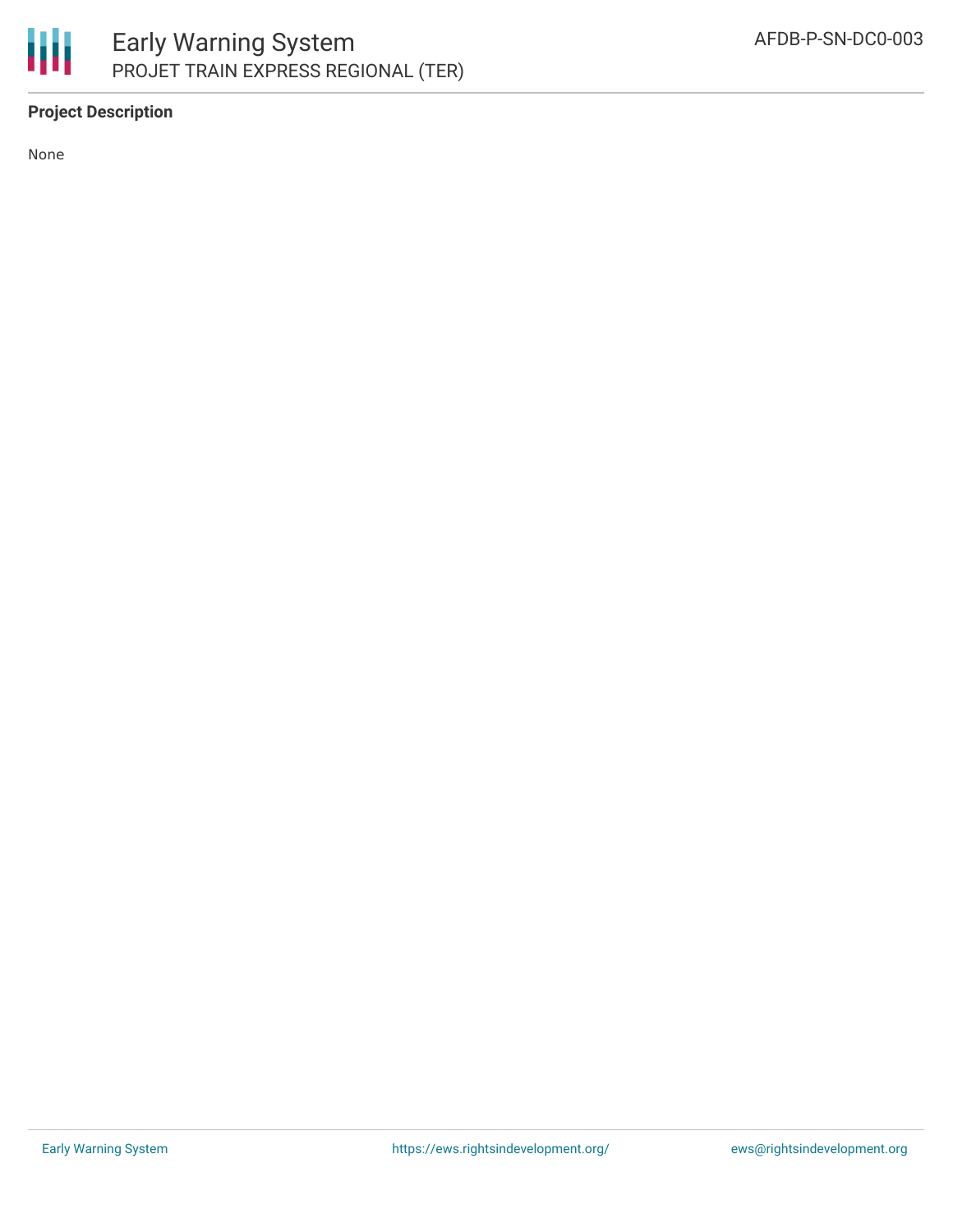## Project Description

None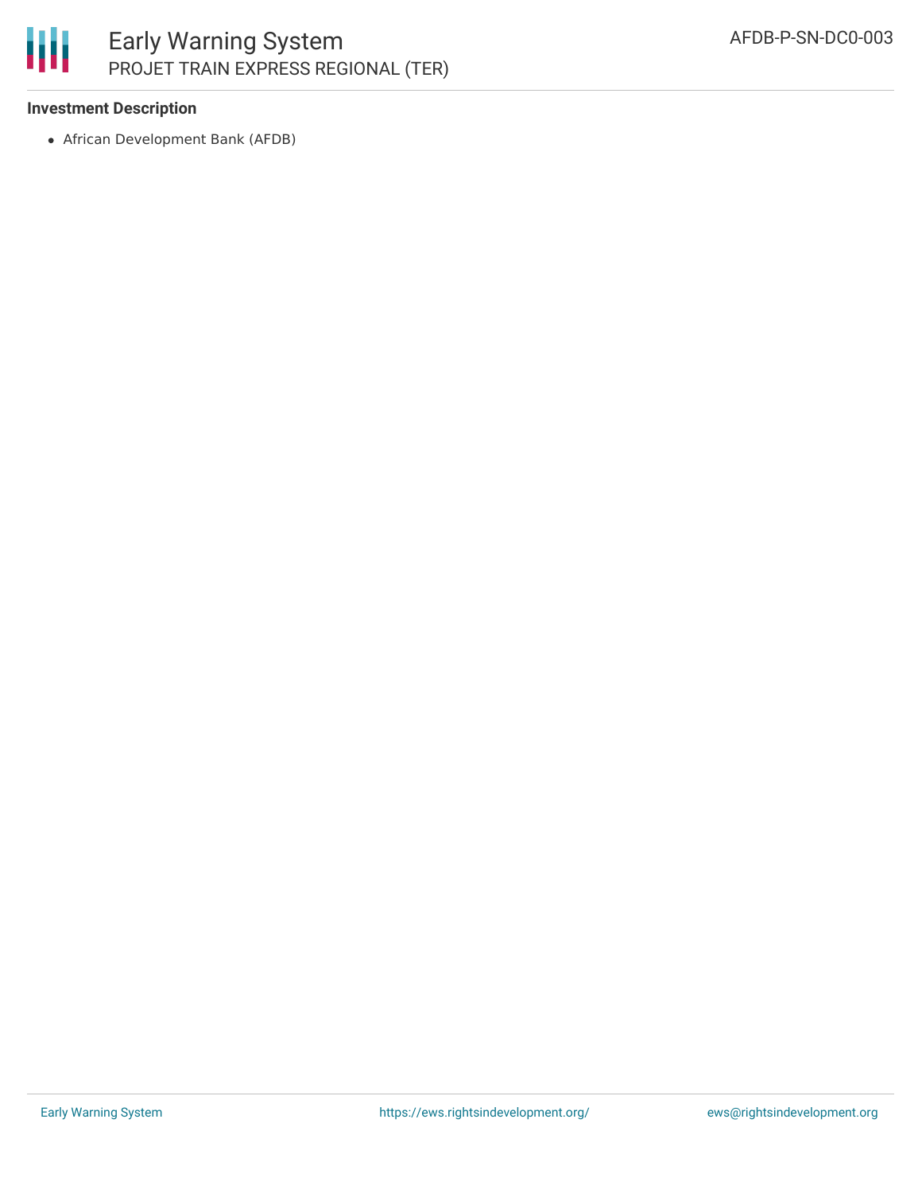**Investment Description**

- African Development Bank (AFDB)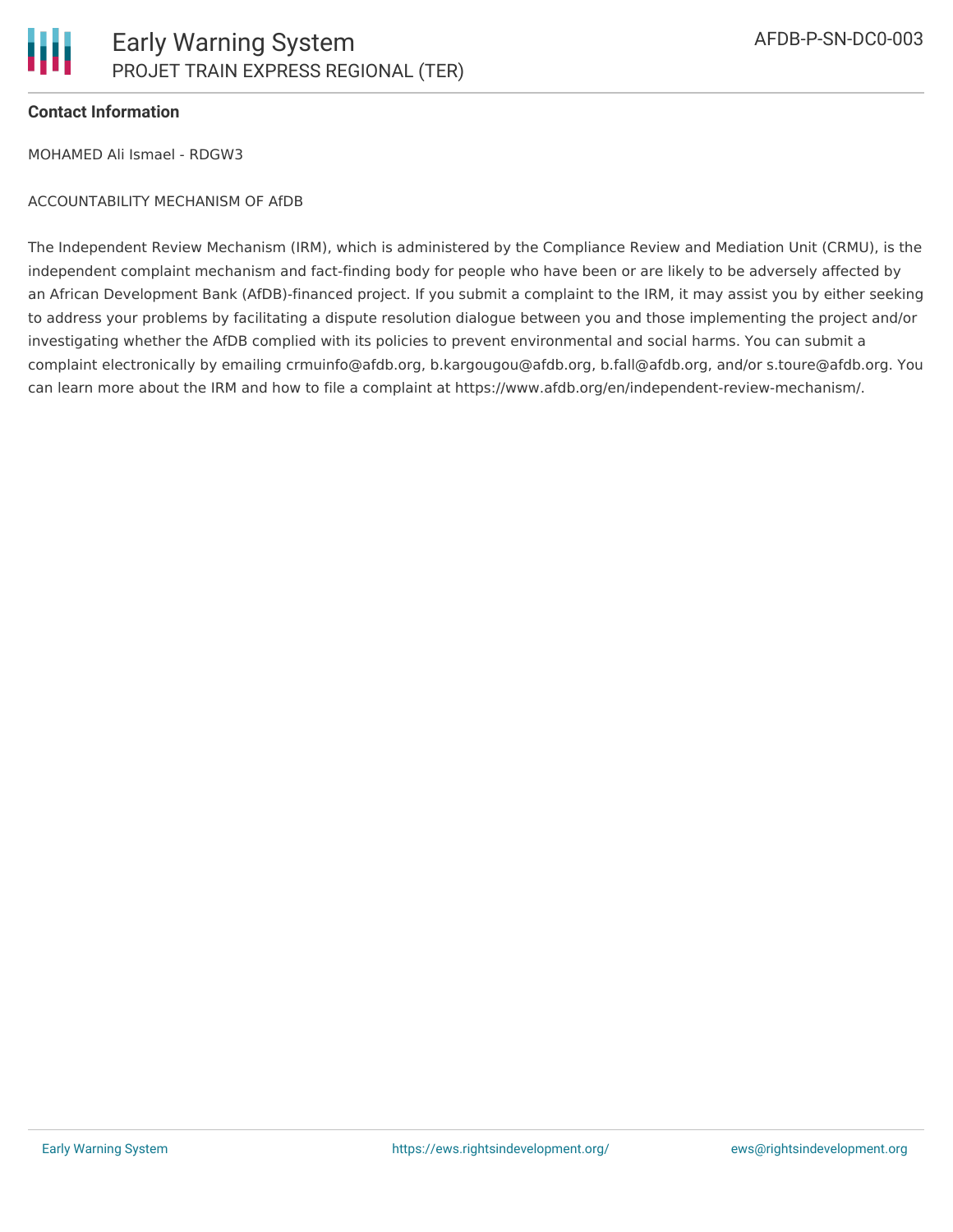**Contact Information**

MOHAMED Ali Ismael - RDGW3

ACCOUNTABILITY MECHANISM OF AfDB

The Independent Review Mechanism (IRM), which is administered by the Compliance Review and Mediation Unit (CRMU), is the independent complaint mechanism and fact-finding body for people who have been or are likely to be adversely affected by an African Development Bank (AfDB)-financed project. If you submit a complaint to the IRM, it may assist you by either seeking to address your problems by facilitating a dispute resolution dialogue between you and those implementing the project and/or investigating whether the AfDB complied with its policies to prevent environmental and social harms. You can submit a complaint electronically by emailing crmuinfo@afdb.org, b.kargougou@afdb.org, b.fall@afdb.org, and/or s.toure@afdb.org. You can learn more about the IRM and how to file a complaint at https://www.afdb.org/en/independent-review-mechanism/.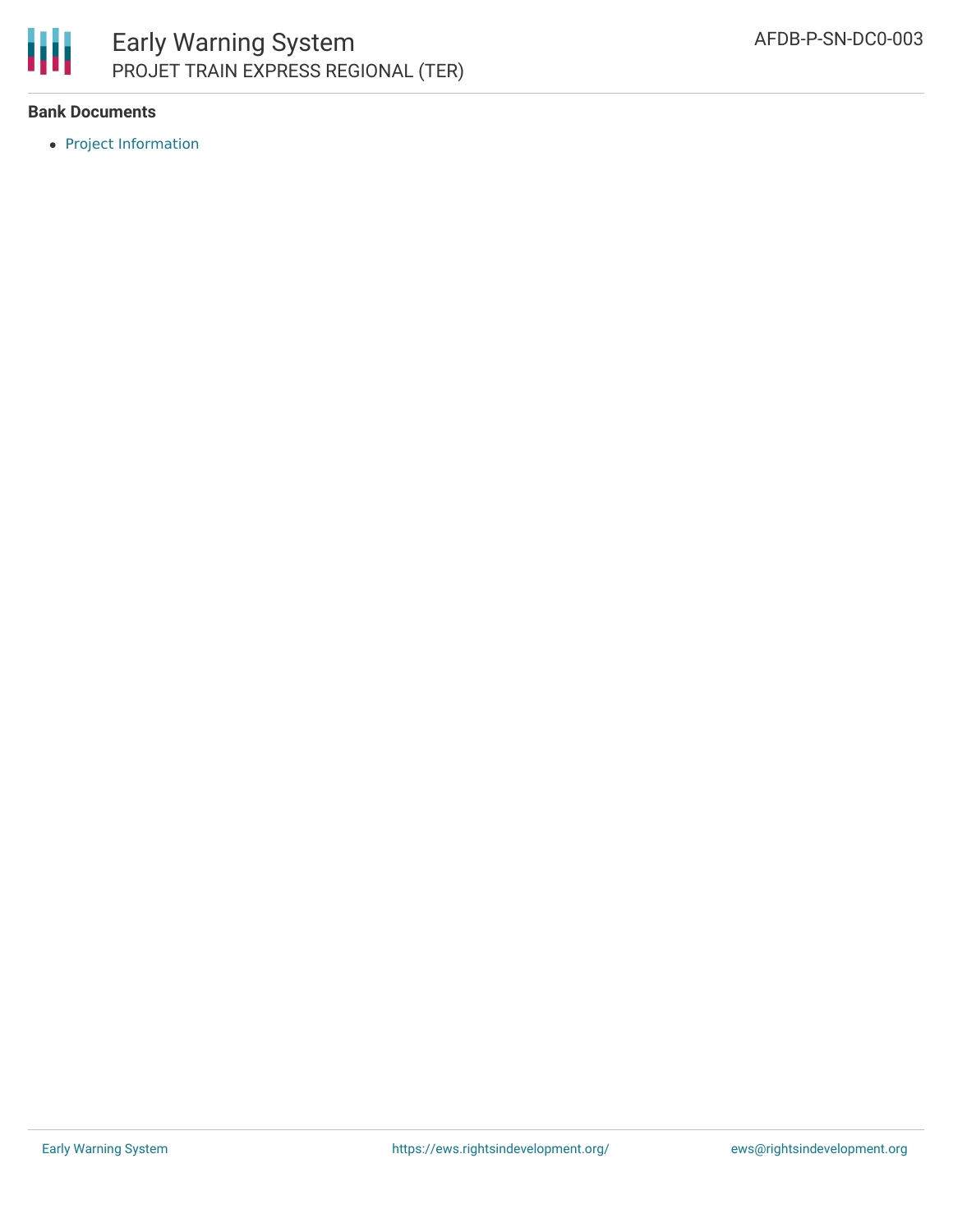**Bank Documents**

- Project Information